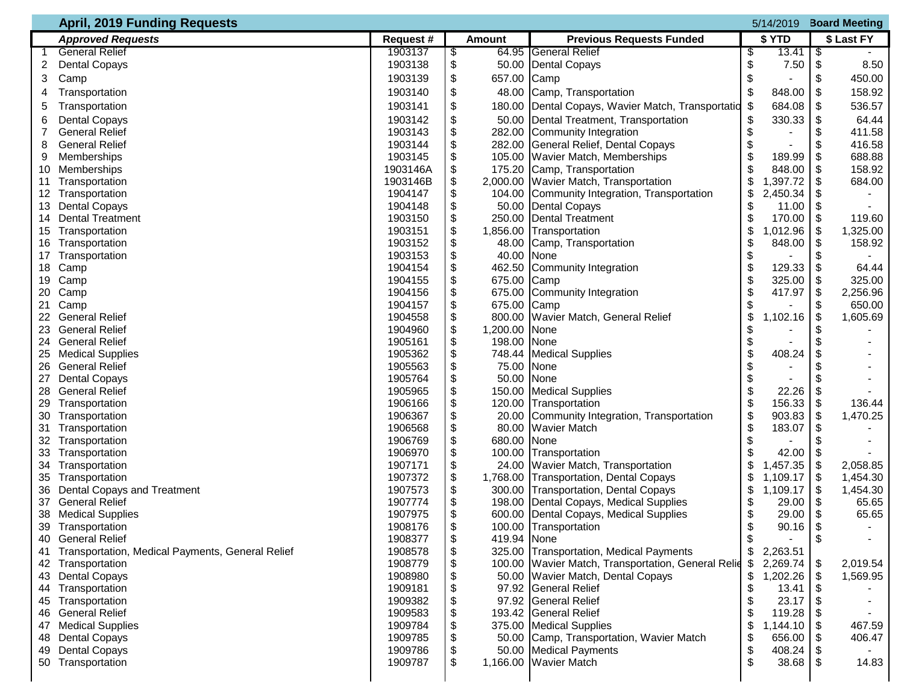## April, 2019 Funding Requests

5/14/2019 **Board Meeting**

| | ***Approved Requests*** | **Request #** | **Amount** | **Previous Requests Funded** | **$ YTD** | **$ Last FY** |
|---|---|---|---|---|---|---|
| 1 | General Relief | 1903137 | $ 64.95 | General Relief | $ 13.41 | $ - |
| 2 | Dental Copays | 1903138 | $ 50.00 | Dental Copays | $ 7.50 | $ 8.50 |
| 3 | Camp | 1903139 | $ 657.00 | Camp | $ - | $ 450.00 |
| 4 | Transportation | 1903140 | $ 48.00 | Camp, Transportation | $ 848.00 | $ 158.92 |
| 5 | Transportation | 1903141 | $ 180.00 | Dental Copays, Wavier Match, Transportatio | $ 684.08 | $ 536.57 |
| 6 | Dental Copays | 1903142 | $ 50.00 | Dental Treatment, Transportation | $ 330.33 | $ 64.44 |
| 7 | General Relief | 1903143 | $ 282.00 | Community Integration | $ - | $ 411.58 |
| 8 | General Relief | 1903144 | $ 282.00 | General Relief, Dental Copays | $ - | $ 416.58 |
| 9 | Memberships | 1903145 | $ 105.00 | Wavier Match, Memberships | $ 189.99 | $ 688.88 |
| 10 | Memberships | 1903146A | $ 175.20 | Camp, Transportation | $ 848.00 | $ 158.92 |
| 11 | Transportation | 1903146B | $ 2,000.00 | Wavier Match, Transportation | $ 1,397.72 | $ 684.00 |
| 12 | Transportation | 1904147 | $ 104.00 | Community Integration, Transportation | $ 2,450.34 | $ - |
| 13 | Dental Copays | 1904148 | $ 50.00 | Dental Copays | $ 11.00 | $ - |
| 14 | Dental Treatment | 1903150 | $ 250.00 | Dental Treatment | $ 170.00 | $ 119.60 |
| 15 | Transportation | 1903151 | $ 1,856.00 | Transportation | $ 1,012.96 | $ 1,325.00 |
| 16 | Transportation | 1903152 | $ 48.00 | Camp, Transportation | $ 848.00 | $ 158.92 |
| 17 | Transportation | 1903153 | $ 40.00 | None | $ - | $ - |
| 18 | Camp | 1904154 | $ 462.50 | Community Integration | $ 129.33 | $ 64.44 |
| 19 | Camp | 1904155 | $ 675.00 | Camp | $ 325.00 | $ 325.00 |
| 20 | Camp | 1904156 | $ 675.00 | Community Integration | $ 417.97 | $ 2,256.96 |
| 21 | Camp | 1904157 | $ 675.00 | Camp | $ - | $ 650.00 |
| 22 | General Relief | 1904558 | $ 800.00 | Wavier Match, General Relief | $ 1,102.16 | $ 1,605.69 |
| 23 | General Relief | 1904960 | $ 1,200.00 | None | $ - | $ - |
| 24 | General Relief | 1905161 | $ 198.00 | None | $ - | $ - |
| 25 | Medical Supplies | 1905362 | $ 748.44 | Medical Supplies | $ 408.24 | $ - |
| 26 | General Relief | 1905563 | $ 75.00 | None | $ - | $ - |
| 27 | Dental Copays | 1905764 | $ 50.00 | None | $ - | $ - |
| 28 | General Relief | 1905965 | $ 150.00 | Medical Supplies | $ 22.26 | $ - |
| 29 | Transportation | 1906166 | $ 120.00 | Transportation | $ 156.33 | $ 136.44 |
| 30 | Transportation | 1906367 | $ 20.00 | Community Integration, Transportation | $ 903.83 | $ 1,470.25 |
| 31 | Transportation | 1906568 | $ 80.00 | Wavier Match | $ 183.07 | $ - |
| 32 | Transportation | 1906769 | $ 680.00 | None | $ - | $ - |
| 33 | Transportation | 1906970 | $ 100.00 | Transportation | $ 42.00 | $ - |
| 34 | Transportation | 1907171 | $ 24.00 | Wavier Match, Transportation | $ 1,457.35 | $ 2,058.85 |
| 35 | Transportation | 1907372 | $ 1,768.00 | Transportation, Dental Copays | $ 1,109.17 | $ 1,454.30 |
| 36 | Dental Copays and Treatment | 1907573 | $ 300.00 | Transportation, Dental Copays | $ 1,109.17 | $ 1,454.30 |
| 37 | General Relief | 1907774 | $ 198.00 | Dental Copays, Medical Supplies | $ 29.00 | $ 65.65 |
| 38 | Medical Supplies | 1907975 | $ 600.00 | Dental Copays, Medical Supplies | $ 29.00 | $ 65.65 |
| 39 | Transportation | 1908176 | $ 100.00 | Transportation | $ 90.16 | $ - |
| 40 | General Relief | 1908377 | $ 419.94 | None | $ - | $ - |
| 41 | Transportation, Medical Payments, General Relief | 1908578 | $ 325.00 | Transportation, Medical Payments | $ 2,263.51 | |
| 42 | Transportation | 1908779 | $ 100.00 | Wavier Match, Transportation, General Relie | $ 2,269.74 | $ 2,019.54 |
| 43 | Dental Copays | 1908980 | $ 50.00 | Wavier Match, Dental Copays | $ 1,202.26 | $ 1,569.95 |
| 44 | Transportation | 1909181 | $ 97.92 | General Relief | $ 13.41 | $ - |
| 45 | Transportation | 1909382 | $ 97.92 | General Relief | $ 23.17 | $ - |
| 46 | General Relief | 1909583 | $ 193.42 | General Relief | $ 119.28 | $ - |
| 47 | Medical Supplies | 1909784 | $ 375.00 | Medical Supplies | $ 1,144.10 | $ 467.59 |
| 48 | Dental Copays | 1909785 | $ 50.00 | Camp, Transportation, Wavier Match | $ 656.00 | $ 406.47 |
| 49 | Dental Copays | 1909786 | $ 50.00 | Medical Payments | $ 408.24 | $ - |
| 50 | Transportation | 1909787 | $ 1,166.00 | Wavier Match | $ 38.68 | $ 14.83 |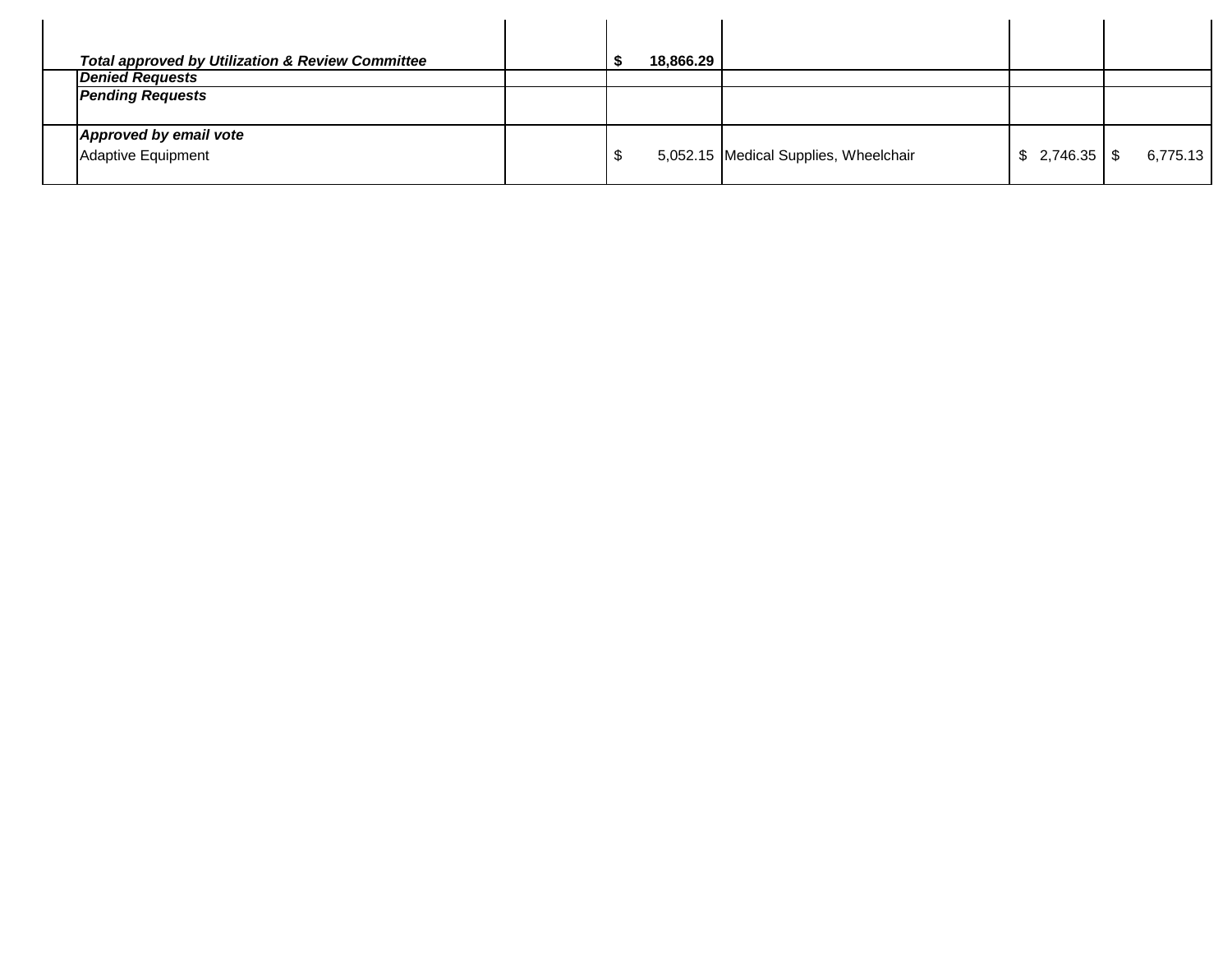| | | | | | | |
|---|---|---|---|---|---|---|
| | ***Total approved by Utilization & Review Committee*** | | **$ 18,866.29** | | | |
| | ***Denied Requests*** | | | | | |
| | ***Pending Requests*** | | | | | |
| | ***Approved by email vote*** <br> Adaptive Equipment | | $ 5,052.15 | Medical Supplies, Wheelchair | $ 2,746.35 | $ 6,775.13 |